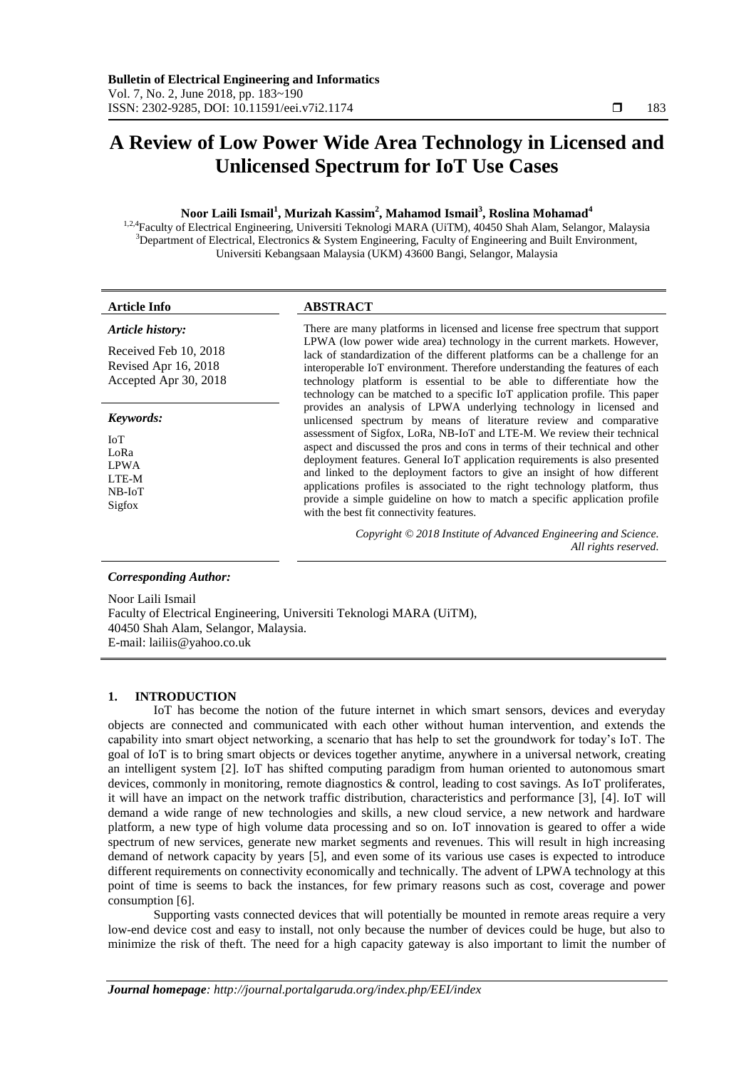# A Review of Low Power Wide Area Technology in Licensed and Unlicensed Spectrum for IoT Use Cases

**Noor Laili Ismail[1], Murizah Kassim[2], Mahamod Ismail[3], Roslina Mohamad[4]**

[1,2,4]Faculty of Electrical Engineering, Universiti Teknologi MARA (UiTM), 40450 Shah Alam, Selangor, Malaysia
[3]Department of Electrical, Electronics & System Engineering, Faculty of Engineering and Built Environment, Universiti Kebangsaan Malaysia (UKM) 43600 Bangi, Selangor, Malaysia

**Article Info**

*Article history:*

Received Feb 10, 2018
Revised Apr 16, 2018
Accepted Apr 30, 2018

*Keywords:*

IoT
LoRa
LPWA
LTE-M
NB-IoT
Sigfox

**ABSTRACT**

There are many platforms in licensed and license free spectrum that support LPWA (low power wide area) technology in the current markets. However, lack of standardization of the different platforms can be a challenge for an interoperable IoT environment. Therefore understanding the features of each technology platform is essential to be able to differentiate how the technology can be matched to a specific IoT application profile. This paper provides an analysis of LPWA underlying technology in licensed and unlicensed spectrum by means of literature review and comparative assessment of Sigfox, LoRa, NB-IoT and LTE-M. We review their technical aspect and discussed the pros and cons in terms of their technical and other deployment features. General IoT application requirements is also presented and linked to the deployment factors to give an insight of how different applications profiles is associated to the right technology platform, thus provide a simple guideline on how to match a specific application profile with the best fit connectivity features.

*Copyright © 2018 Institute of Advanced Engineering and Science. All rights reserved.*

***Corresponding Author:***

Noor Laili Ismail
Faculty of Electrical Engineering, Universiti Teknologi MARA (UiTM),
40450 Shah Alam, Selangor, Malaysia.
E-mail: lailiis@yahoo.co.uk

## 1. INTRODUCTION

IoT has become the notion of the future internet in which smart sensors, devices and everyday objects are connected and communicated with each other without human intervention, and extends the capability into smart object networking, a scenario that has help to set the groundwork for today's IoT. The goal of IoT is to bring smart objects or devices together anytime, anywhere in a universal network, creating an intelligent system [2]. IoT has shifted computing paradigm from human oriented to autonomous smart devices, commonly in monitoring, remote diagnostics & control, leading to cost savings. As IoT proliferates, it will have an impact on the network traffic distribution, characteristics and performance [3], [4]. IoT will demand a wide range of new technologies and skills, a new cloud service, a new network and hardware platform, a new type of high volume data processing and so on. IoT innovation is geared to offer a wide spectrum of new services, generate new market segments and revenues. This will result in high increasing demand of network capacity by years [5], and even some of its various use cases is expected to introduce different requirements on connectivity economically and technically. The advent of LPWA technology at this point of time is seems to back the instances, for few primary reasons such as cost, coverage and power consumption [6].

Supporting vasts connected devices that will potentially be mounted in remote areas require a very low-end device cost and easy to install, not only because the number of devices could be huge, but also to minimize the risk of theft. The need for a high capacity gateway is also important to limit the number of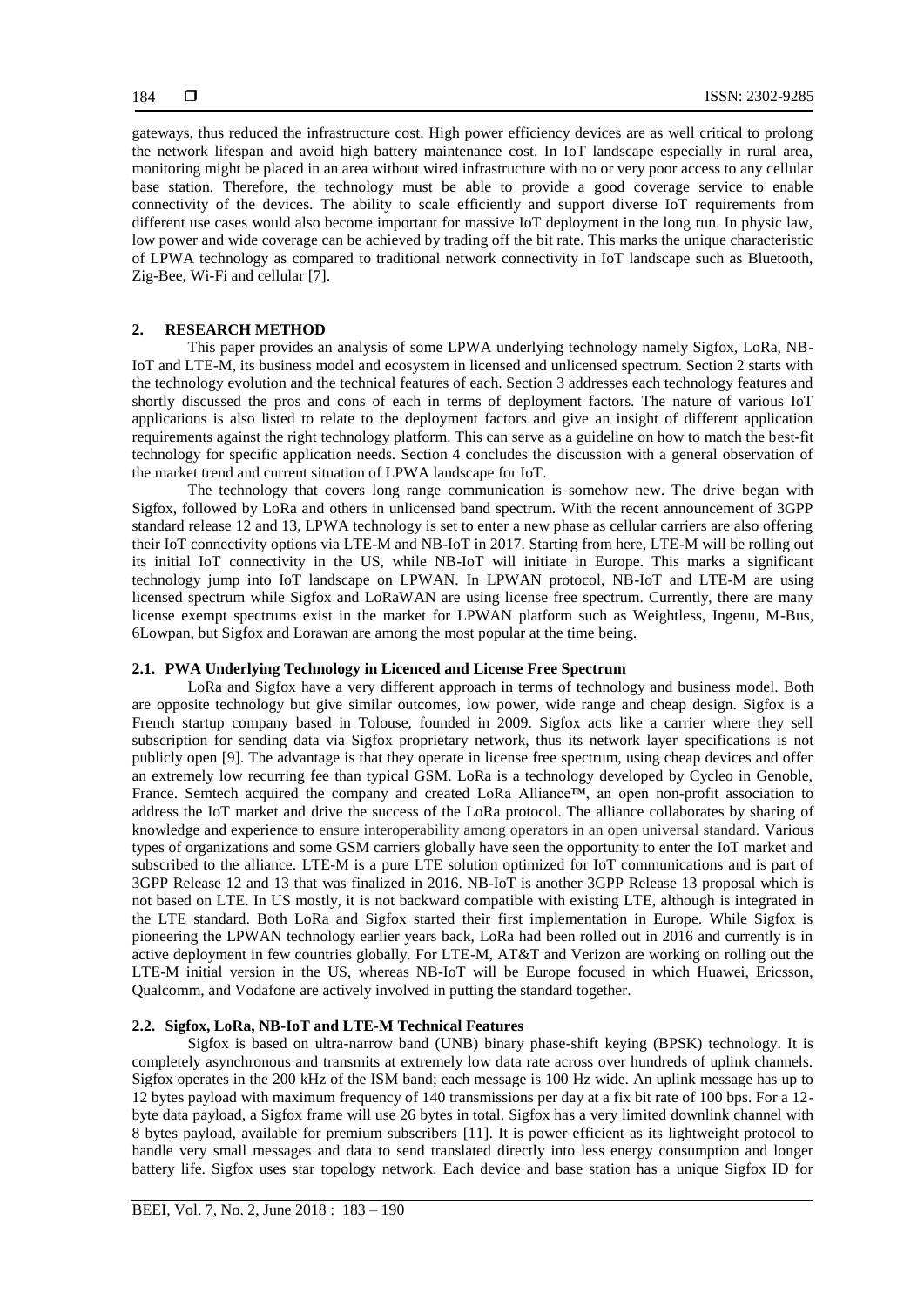gateways, thus reduced the infrastructure cost. High power efficiency devices are as well critical to prolong the network lifespan and avoid high battery maintenance cost. In IoT landscape especially in rural area, monitoring might be placed in an area without wired infrastructure with no or very poor access to any cellular base station. Therefore, the technology must be able to provide a good coverage service to enable connectivity of the devices. The ability to scale efficiently and support diverse IoT requirements from different use cases would also become important for massive IoT deployment in the long run. In physic law, low power and wide coverage can be achieved by trading off the bit rate. This marks the unique characteristic of LPWA technology as compared to traditional network connectivity in IoT landscape such as Bluetooth, Zig-Bee, Wi-Fi and cellular [7].

## 2. RESEARCH METHOD

This paper provides an analysis of some LPWA underlying technology namely Sigfox, LoRa, NB-IoT and LTE-M, its business model and ecosystem in licensed and unlicensed spectrum. Section 2 starts with the technology evolution and the technical features of each. Section 3 addresses each technology features and shortly discussed the pros and cons of each in terms of deployment factors. The nature of various IoT applications is also listed to relate to the deployment factors and give an insight of different application requirements against the right technology platform. This can serve as a guideline on how to match the best-fit technology for specific application needs. Section 4 concludes the discussion with a general observation of the market trend and current situation of LPWA landscape for IoT.

The technology that covers long range communication is somehow new. The drive began with Sigfox, followed by LoRa and others in unlicensed band spectrum. With the recent announcement of 3GPP standard release 12 and 13, LPWA technology is set to enter a new phase as cellular carriers are also offering their IoT connectivity options via LTE-M and NB-IoT in 2017. Starting from here, LTE-M will be rolling out its initial IoT connectivity in the US, while NB-IoT will initiate in Europe. This marks a significant technology jump into IoT landscape on LPWAN. In LPWAN protocol, NB-IoT and LTE-M are using licensed spectrum while Sigfox and LoRaWAN are using license free spectrum. Currently, there are many license exempt spectrums exist in the market for LPWAN platform such as Weightless, Ingenu, M-Bus, 6Lowpan, but Sigfox and Lorawan are among the most popular at the time being.

### 2.1. PWA Underlying Technology in Licenced and License Free Spectrum

LoRa and Sigfox have a very different approach in terms of technology and business model. Both are opposite technology but give similar outcomes, low power, wide range and cheap design. Sigfox is a French startup company based in Tolouse, founded in 2009. Sigfox acts like a carrier where they sell subscription for sending data via Sigfox proprietary network, thus its network layer specifications is not publicly open [9]. The advantage is that they operate in license free spectrum, using cheap devices and offer an extremely low recurring fee than typical GSM. LoRa is a technology developed by Cycleo in Genoble, France. Semtech acquired the company and created LoRa Alliance™, an open non-profit association to address the IoT market and drive the success of the LoRa protocol. The alliance collaborates by sharing of knowledge and experience to ensure interoperability among operators in an open universal standard. Various types of organizations and some GSM carriers globally have seen the opportunity to enter the IoT market and subscribed to the alliance. LTE-M is a pure LTE solution optimized for IoT communications and is part of 3GPP Release 12 and 13 that was finalized in 2016. NB-IoT is another 3GPP Release 13 proposal which is not based on LTE. In US mostly, it is not backward compatible with existing LTE, although is integrated in the LTE standard. Both LoRa and Sigfox started their first implementation in Europe. While Sigfox is pioneering the LPWAN technology earlier years back, LoRa had been rolled out in 2016 and currently is in active deployment in few countries globally. For LTE-M, AT&T and Verizon are working on rolling out the LTE-M initial version in the US, whereas NB-IoT will be Europe focused in which Huawei, Ericsson, Qualcomm, and Vodafone are actively involved in putting the standard together.

### 2.2. Sigfox, LoRa, NB-IoT and LTE-M Technical Features

Sigfox is based on ultra-narrow band (UNB) binary phase-shift keying (BPSK) technology. It is completely asynchronous and transmits at extremely low data rate across over hundreds of uplink channels. Sigfox operates in the 200 kHz of the ISM band; each message is 100 Hz wide. An uplink message has up to 12 bytes payload with maximum frequency of 140 transmissions per day at a fix bit rate of 100 bps. For a 12-byte data payload, a Sigfox frame will use 26 bytes in total. Sigfox has a very limited downlink channel with 8 bytes payload, available for premium subscribers [11]. It is power efficient as its lightweight protocol to handle very small messages and data to send translated directly into less energy consumption and longer battery life. Sigfox uses star topology network. Each device and base station has a unique Sigfox ID for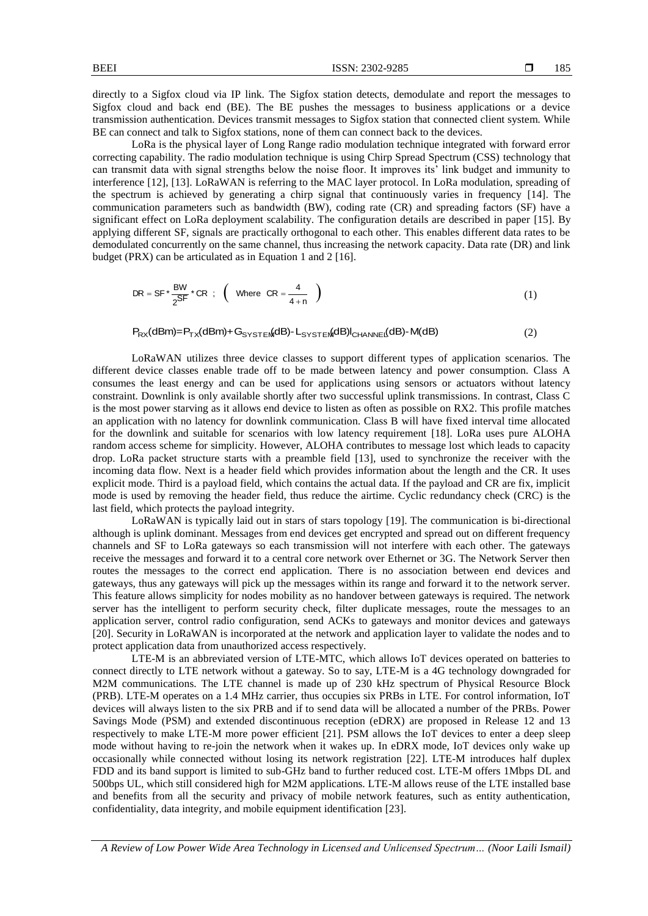directly to a Sigfox cloud via IP link. The Sigfox station detects, demodulate and report the messages to Sigfox cloud and back end (BE). The BE pushes the messages to business applications or a device transmission authentication. Devices transmit messages to Sigfox station that connected client system. While BE can connect and talk to Sigfox stations, none of them can connect back to the devices.

LoRa is the physical layer of Long Range radio modulation technique integrated with forward error correcting capability. The radio modulation technique is using Chirp Spread Spectrum (CSS) technology that can transmit data with signal strengths below the noise floor. It improves its' link budget and immunity to interference [12], [13]. LoRaWAN is referring to the MAC layer protocol. In LoRa modulation, spreading of the spectrum is achieved by generating a chirp signal that continuously varies in frequency [14]. The communication parameters such as bandwidth (BW), coding rate (CR) and spreading factors (SF) have a significant effect on LoRa deployment scalability. The configuration details are described in paper [15]. By applying different SF, signals are practically orthogonal to each other. This enables different data rates to be demodulated concurrently on the same channel, thus increasing the network capacity. Data rate (DR) and link budget (PRX) can be articulated as in Equation 1 and 2 [16].

$$DR = SF * \frac{BW}{2^{SF}} * CR \;;\; \left( \text{Where } CR = \frac{4}{4+n} \right) \tag{1}$$

$$P_{RX}(dBm) = P_{TX}(dBm) + G_{SYSTEM}(dB) - L_{SYSTEM}(dB) l_{CHANNEL}(dB) - M(dB) \tag{2}$$

LoRaWAN utilizes three device classes to support different types of application scenarios. The different device classes enable trade off to be made between latency and power consumption. Class A consumes the least energy and can be used for applications using sensors or actuators without latency constraint. Downlink is only available shortly after two successful uplink transmissions. In contrast, Class C is the most power starving as it allows end device to listen as often as possible on RX2. This profile matches an application with no latency for downlink communication. Class B will have fixed interval time allocated for the downlink and suitable for scenarios with low latency requirement [18]. LoRa uses pure ALOHA random access scheme for simplicity. However, ALOHA contributes to message lost which leads to capacity drop. LoRa packet structure starts with a preamble field [13], used to synchronize the receiver with the incoming data flow. Next is a header field which provides information about the length and the CR. It uses explicit mode. Third is a payload field, which contains the actual data. If the payload and CR are fix, implicit mode is used by removing the header field, thus reduce the airtime. Cyclic redundancy check (CRC) is the last field, which protects the payload integrity.

LoRaWAN is typically laid out in stars of stars topology [19]. The communication is bi-directional although is uplink dominant. Messages from end devices get encrypted and spread out on different frequency channels and SF to LoRa gateways so each transmission will not interfere with each other. The gateways receive the messages and forward it to a central core network over Ethernet or 3G. The Network Server then routes the messages to the correct end application. There is no association between end devices and gateways, thus any gateways will pick up the messages within its range and forward it to the network server. This feature allows simplicity for nodes mobility as no handover between gateways is required. The network server has the intelligent to perform security check, filter duplicate messages, route the messages to an application server, control radio configuration, send ACKs to gateways and monitor devices and gateways [20]. Security in LoRaWAN is incorporated at the network and application layer to validate the nodes and to protect application data from unauthorized access respectively.

LTE-M is an abbreviated version of LTE-MTC, which allows IoT devices operated on batteries to connect directly to LTE network without a gateway. So to say, LTE-M is a 4G technology downgraded for M2M communications. The LTE channel is made up of 230 kHz spectrum of Physical Resource Block (PRB). LTE-M operates on a 1.4 MHz carrier, thus occupies six PRBs in LTE. For control information, IoT devices will always listen to the six PRB and if to send data will be allocated a number of the PRBs. Power Savings Mode (PSM) and extended discontinuous reception (eDRX) are proposed in Release 12 and 13 respectively to make LTE-M more power efficient [21]. PSM allows the IoT devices to enter a deep sleep mode without having to re-join the network when it wakes up. In eDRX mode, IoT devices only wake up occasionally while connected without losing its network registration [22]. LTE-M introduces half duplex FDD and its band support is limited to sub-GHz band to further reduced cost. LTE-M offers 1Mbps DL and 500bps UL, which still considered high for M2M applications. LTE-M allows reuse of the LTE installed base and benefits from all the security and privacy of mobile network features, such as entity authentication, confidentiality, data integrity, and mobile equipment identification [23].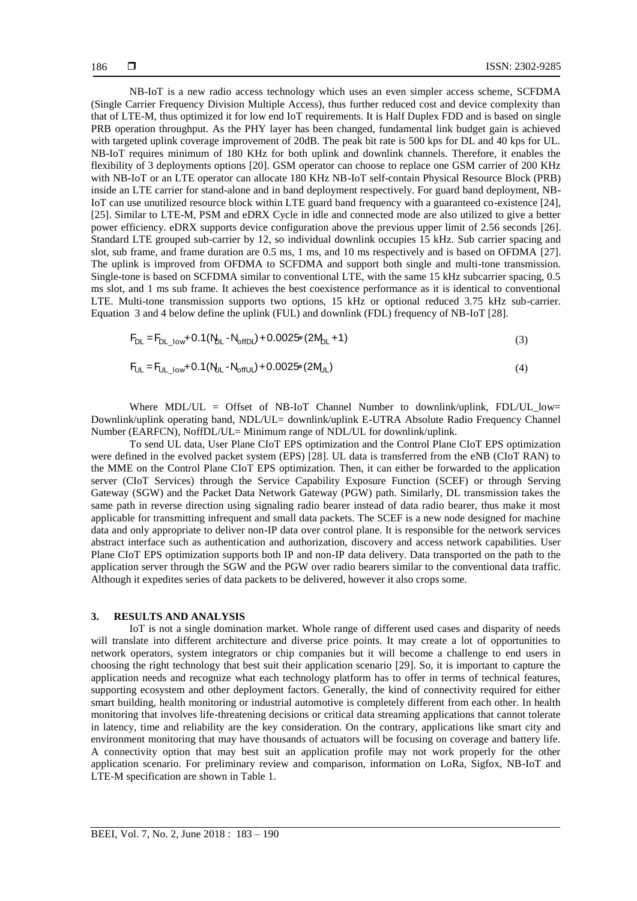NB-IoT is a new radio access technology which uses an even simpler access scheme, SCFDMA (Single Carrier Frequency Division Multiple Access), thus further reduced cost and device complexity than that of LTE-M, thus optimized it for low end IoT requirements. It is Half Duplex FDD and is based on single PRB operation throughput. As the PHY layer has been changed, fundamental link budget gain is achieved with targeted uplink coverage improvement of 20dB. The peak bit rate is 500 kps for DL and 40 kps for UL. NB-IoT requires minimum of 180 KHz for both uplink and downlink channels. Therefore, it enables the flexibility of 3 deployments options [20]. GSM operator can choose to replace one GSM carrier of 200 KHz with NB-IoT or an LTE operator can allocate 180 KHz NB-IoT self-contain Physical Resource Block (PRB) inside an LTE carrier for stand-alone and in band deployment respectively. For guard band deployment, NB-IoT can use unutilized resource block within LTE guard band frequency with a guaranteed co-existence [24], [25]. Similar to LTE-M, PSM and eDRX Cycle in idle and connected mode are also utilized to give a better power efficiency. eDRX supports device configuration above the previous upper limit of 2.56 seconds [26]. Standard LTE grouped sub-carrier by 12, so individual downlink occupies 15 kHz. Sub carrier spacing and slot, sub frame, and frame duration are 0.5 ms, 1 ms, and 10 ms respectively and is based on OFDMA [27]. The uplink is improved from OFDMA to SCFDMA and support both single and multi-tone transmission. Single-tone is based on SCFDMA similar to conventional LTE, with the same 15 kHz subcarrier spacing, 0.5 ms slot, and 1 ms sub frame. It achieves the best coexistence performance as it is identical to conventional LTE. Multi-tone transmission supports two options, 15 kHz or optional reduced 3.75 kHz sub-carrier. Equation 3 and 4 below define the uplink (FUL) and downlink (FDL) frequency of NB-IoT [28].

$$F_{DL} = F_{DL\_low} + 0.1(N_{DL} - N_{offDL}) + 0.0025*(2M_{DL} + 1) \tag{3}$$

$$F_{UL} = F_{UL\_low} + 0.1(N_{UL} - N_{offUL}) + 0.0025*(2M_{UL}) \tag{4}$$

Where MDL/UL = Offset of NB-IoT Channel Number to downlink/uplink, FDL/UL_low= Downlink/uplink operating band, NDL/UL= downlink/uplink E-UTRA Absolute Radio Frequency Channel Number (EARFCN), NoffDL/UL= Minimum range of NDL/UL for downlink/uplink.

To send UL data, User Plane CIoT EPS optimization and the Control Plane CIoT EPS optimization were defined in the evolved packet system (EPS) [28]. UL data is transferred from the eNB (CIoT RAN) to the MME on the Control Plane CIoT EPS optimization. Then, it can either be forwarded to the application server (CIoT Services) through the Service Capability Exposure Function (SCEF) or through Serving Gateway (SGW) and the Packet Data Network Gateway (PGW) path. Similarly, DL transmission takes the same path in reverse direction using signaling radio bearer instead of data radio bearer, thus make it most applicable for transmitting infrequent and small data packets. The SCEF is a new node designed for machine data and only appropriate to deliver non-IP data over control plane. It is responsible for the network services abstract interface such as authentication and authorization, discovery and access network capabilities. User Plane CIoT EPS optimization supports both IP and non-IP data delivery. Data transported on the path to the application server through the SGW and the PGW over radio bearers similar to the conventional data traffic. Although it expedites series of data packets to be delivered, however it also crops some.

## 3. RESULTS AND ANALYSIS

IoT is not a single domination market. Whole range of different used cases and disparity of needs will translate into different architecture and diverse price points. It may create a lot of opportunities to network operators, system integrators or chip companies but it will become a challenge to end users in choosing the right technology that best suit their application scenario [29]. So, it is important to capture the application needs and recognize what each technology platform has to offer in terms of technical features, supporting ecosystem and other deployment factors. Generally, the kind of connectivity required for either smart building, health monitoring or industrial automotive is completely different from each other. In health monitoring that involves life-threatening decisions or critical data streaming applications that cannot tolerate in latency, time and reliability are the key consideration. On the contrary, applications like smart city and environment monitoring that may have thousands of actuators will be focusing on coverage and battery life. A connectivity option that may best suit an application profile may not work properly for the other application scenario. For preliminary review and comparison, information on LoRa, Sigfox, NB-IoT and LTE-M specification are shown in Table 1.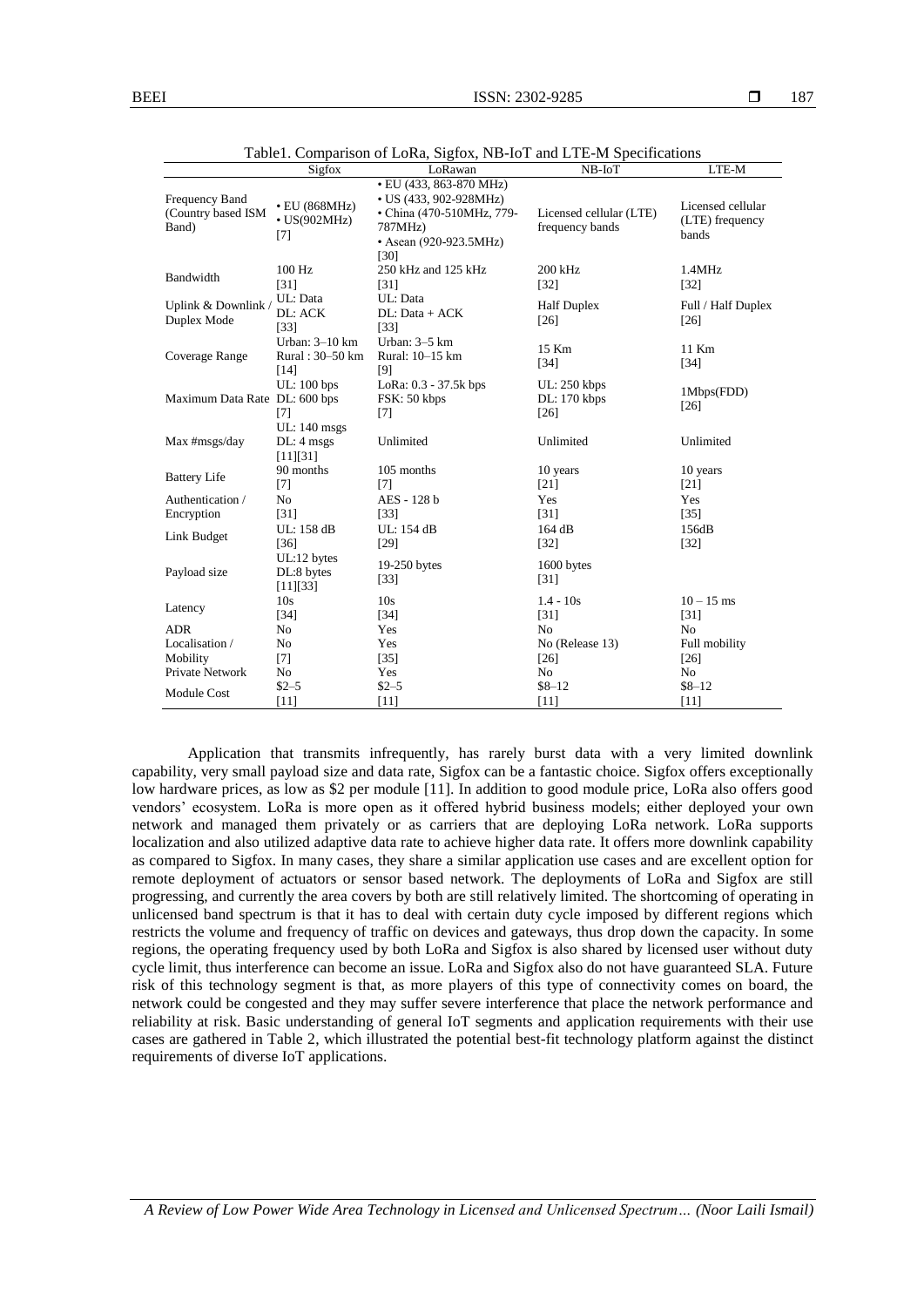Table1. Comparison of LoRa, Sigfox, NB-IoT and LTE-M Specifications

| | Sigfox | LoRawan | NB-IoT | LTE-M |
|---|---|---|---|---|
| Frequency Band (Country based ISM Band) | • EU (868MHz) • US(902MHz) [7] | • EU (433, 863-870 MHz) • US (433, 902-928MHz) • China (470-510MHz, 779-787MHz) • Asean (920-923.5MHz) [30] | Licensed cellular (LTE) frequency bands | Licensed cellular (LTE) frequency bands |
| Bandwidth | 100 Hz [31] | 250 kHz and 125 kHz [31] | 200 kHz [32] | 1.4MHz [32] |
| Uplink & Downlink / Duplex Mode | UL: Data DL: ACK [33] | UL: Data DL: Data + ACK [33] | Half Duplex [26] | Full / Half Duplex [26] |
| Coverage Range | Urban: 3–10 km Rural : 30–50 km [14] | Urban: 3–5 km Rural: 10–15 km [9] | 15 Km [34] | 11 Km [34] |
| Maximum Data Rate | UL: 100 bps DL: 600 bps [7] | LoRa: 0.3 - 37.5k bps FSK: 50 kbps [7] | UL: 250 kbps DL: 170 kbps [26] | 1Mbps(FDD) [26] |
| Max #msgs/day | UL: 140 msgs DL: 4 msgs [11][31] | Unlimited | Unlimited | Unlimited |
| Battery Life | 90 months [7] | 105 months [7] | 10 years [21] | 10 years [21] |
| Authentication / Encryption | No [31] | AES - 128 b [33] | Yes [31] | Yes [35] |
| Link Budget | UL: 158 dB [36] | UL: 154 dB [29] | 164 dB [32] | 156dB [32] |
| Payload size | UL:12 bytes DL:8 bytes [11][33] | 19-250 bytes [33] | 1600 bytes [31] | |
| Latency | 10s [34] | 10s [34] | 1.4 - 10s [31] | 10 – 15 ms [31] |
| ADR | No | Yes | No | No |
| Localisation / Mobility | No [7] | Yes [35] | No (Release 13) [26] | Full mobility [26] |
| Private Network | No | Yes | No | No |
| Module Cost | $2–5 [11] | $2–5 [11] | $8–12 [11] | $8–12 [11] |

Application that transmits infrequently, has rarely burst data with a very limited downlink capability, very small payload size and data rate, Sigfox can be a fantastic choice. Sigfox offers exceptionally low hardware prices, as low as $2 per module [11]. In addition to good module price, LoRa also offers good vendors' ecosystem. LoRa is more open as it offered hybrid business models; either deployed your own network and managed them privately or as carriers that are deploying LoRa network. LoRa supports localization and also utilized adaptive data rate to achieve higher data rate. It offers more downlink capability as compared to Sigfox. In many cases, they share a similar application use cases and are excellent option for remote deployment of actuators or sensor based network. The deployments of LoRa and Sigfox are still progressing, and currently the area covers by both are still relatively limited. The shortcoming of operating in unlicensed band spectrum is that it has to deal with certain duty cycle imposed by different regions which restricts the volume and frequency of traffic on devices and gateways, thus drop down the capacity. In some regions, the operating frequency used by both LoRa and Sigfox is also shared by licensed user without duty cycle limit, thus interference can become an issue. LoRa and Sigfox also do not have guaranteed SLA. Future risk of this technology segment is that, as more players of this type of connectivity comes on board, the network could be congested and they may suffer severe interference that place the network performance and reliability at risk. Basic understanding of general IoT segments and application requirements with their use cases are gathered in Table 2, which illustrated the potential best-fit technology platform against the distinct requirements of diverse IoT applications.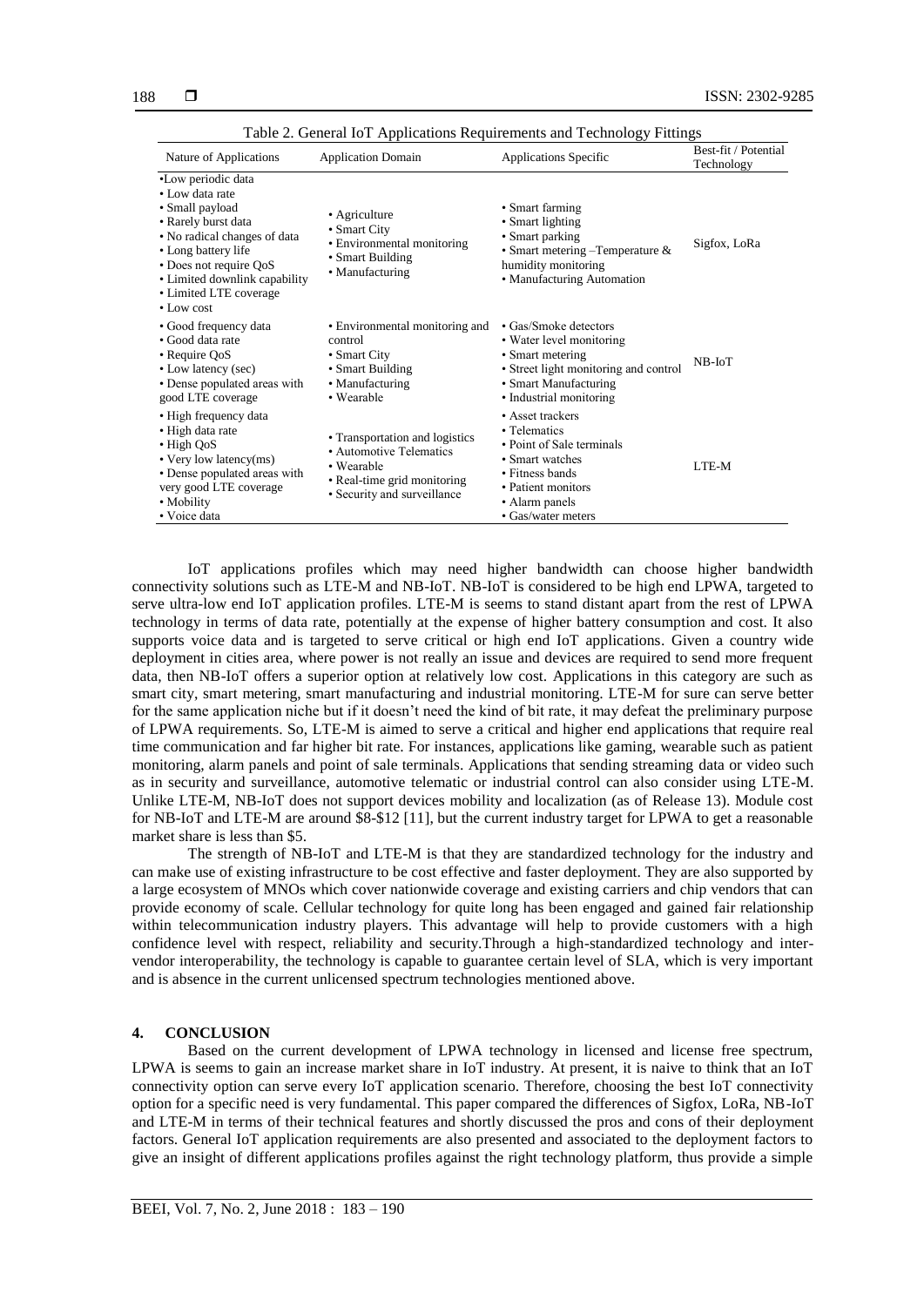Table 2. General IoT Applications Requirements and Technology Fittings

| Nature of Applications | Application Domain | Applications Specific | Best-fit / Potential Technology |
|---|---|---|---|
| •Low periodic data<br>• Low data rate<br>• Small payload<br>• Rarely burst data<br>• No radical changes of data<br>• Long battery life<br>• Does not require QoS<br>• Limited downlink capability<br>• Limited LTE coverage<br>• Low cost | • Agriculture<br>• Smart City<br>• Environmental monitoring<br>• Smart Building<br>• Manufacturing | • Smart farming<br>• Smart lighting<br>• Smart parking<br>• Smart metering –Temperature & humidity monitoring<br>• Manufacturing Automation | Sigfox, LoRa |
| • Good frequency data<br>• Good data rate<br>• Require QoS<br>• Low latency (sec)<br>• Dense populated areas with good LTE coverage | • Environmental monitoring and control<br>• Smart City<br>• Smart Building<br>• Manufacturing<br>• Wearable | • Gas/Smoke detectors<br>• Water level monitoring<br>• Smart metering<br>• Street light monitoring and control<br>• Smart Manufacturing<br>• Industrial monitoring | NB-IoT |
| • High frequency data<br>• High data rate<br>• High QoS<br>• Very low latency(ms)<br>• Dense populated areas with very good LTE coverage<br>• Mobility<br>• Voice data | • Transportation and logistics<br>• Automotive Telematics<br>• Wearable<br>• Real-time grid monitoring<br>• Security and surveillance | • Asset trackers<br>• Telematics<br>• Point of Sale terminals<br>• Smart watches<br>• Fitness bands<br>• Patient monitors<br>• Alarm panels<br>• Gas/water meters | LTE-M |

IoT applications profiles which may need higher bandwidth can choose higher bandwidth connectivity solutions such as LTE-M and NB-IoT. NB-IoT is considered to be high end LPWA, targeted to serve ultra-low end IoT application profiles. LTE-M is seems to stand distant apart from the rest of LPWA technology in terms of data rate, potentially at the expense of higher battery consumption and cost. It also supports voice data and is targeted to serve critical or high end IoT applications. Given a country wide deployment in cities area, where power is not really an issue and devices are required to send more frequent data, then NB-IoT offers a superior option at relatively low cost. Applications in this category are such as smart city, smart metering, smart manufacturing and industrial monitoring. LTE-M for sure can serve better for the same application niche but if it doesn't need the kind of bit rate, it may defeat the preliminary purpose of LPWA requirements. So, LTE-M is aimed to serve a critical and higher end applications that require real time communication and far higher bit rate. For instances, applications like gaming, wearable such as patient monitoring, alarm panels and point of sale terminals. Applications that sending streaming data or video such as in security and surveillance, automotive telematic or industrial control can also consider using LTE-M. Unlike LTE-M, NB-IoT does not support devices mobility and localization (as of Release 13). Module cost for NB-IoT and LTE-M are around \$8-\$12 [11], but the current industry target for LPWA to get a reasonable market share is less than \$5.

The strength of NB-IoT and LTE-M is that they are standardized technology for the industry and can make use of existing infrastructure to be cost effective and faster deployment. They are also supported by a large ecosystem of MNOs which cover nationwide coverage and existing carriers and chip vendors that can provide economy of scale. Cellular technology for quite long has been engaged and gained fair relationship within telecommunication industry players. This advantage will help to provide customers with a high confidence level with respect, reliability and security.Through a high-standardized technology and inter-vendor interoperability, the technology is capable to guarantee certain level of SLA, which is very important and is absence in the current unlicensed spectrum technologies mentioned above.

## 4. CONCLUSION

Based on the current development of LPWA technology in licensed and license free spectrum, LPWA is seems to gain an increase market share in IoT industry. At present, it is naive to think that an IoT connectivity option can serve every IoT application scenario. Therefore, choosing the best IoT connectivity option for a specific need is very fundamental. This paper compared the differences of Sigfox, LoRa, NB-IoT and LTE-M in terms of their technical features and shortly discussed the pros and cons of their deployment factors. General IoT application requirements are also presented and associated to the deployment factors to give an insight of different applications profiles against the right technology platform, thus provide a simple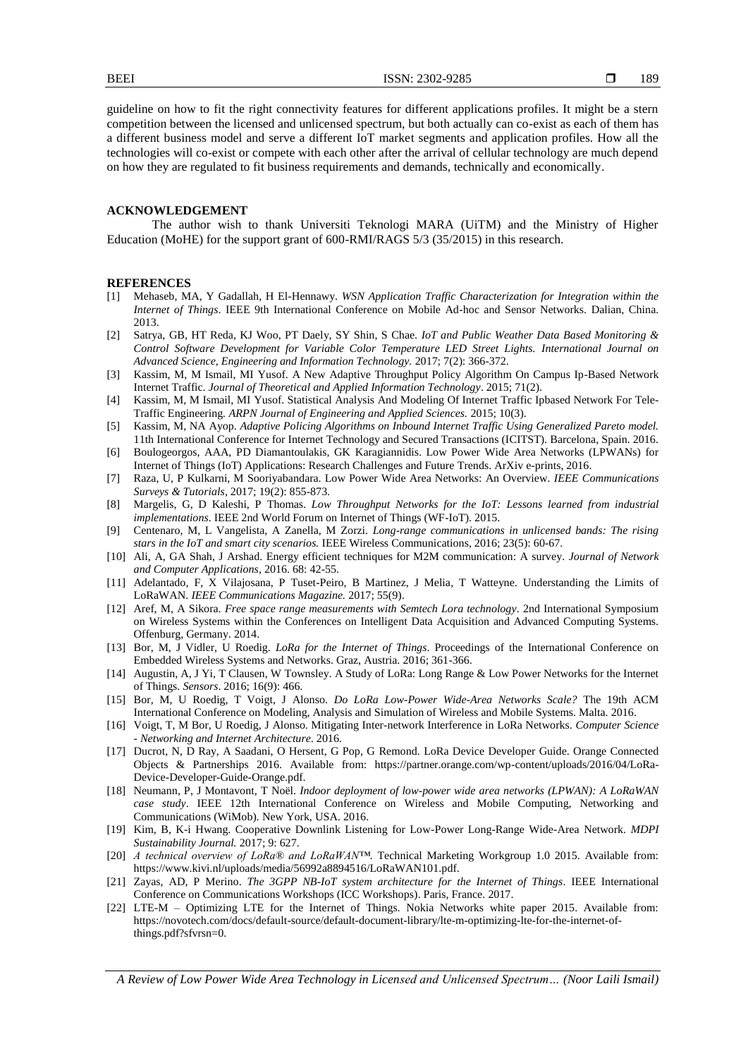guideline on how to fit the right connectivity features for different applications profiles. It might be a stern competition between the licensed and unlicensed spectrum, but both actually can co-exist as each of them has a different business model and serve a different IoT market segments and application profiles. How all the technologies will co-exist or compete with each other after the arrival of cellular technology are much depend on how they are regulated to fit business requirements and demands, technically and economically.

## ACKNOWLEDGEMENT

The author wish to thank Universiti Teknologi MARA (UiTM) and the Ministry of Higher Education (MoHE) for the support grant of 600-RMI/RAGS 5/3 (35/2015) in this research.

## REFERENCES

[1] Mehaseb, MA, Y Gadallah, H El-Hennawy. *WSN Application Traffic Characterization for Integration within the Internet of Things*. IEEE 9th International Conference on Mobile Ad-hoc and Sensor Networks. Dalian, China. 2013.

[2] Satrya, GB, HT Reda, KJ Woo, PT Daely, SY Shin, S Chae. *IoT and Public Weather Data Based Monitoring & Control Software Development for Variable Color Temperature LED Street Lights. International Journal on Advanced Science, Engineering and Information Technology.* 2017; 7(2): 366-372.

[3] Kassim, M, M Ismail, MI Yusof. A New Adaptive Throughput Policy Algorithm On Campus Ip-Based Network Internet Traffic. *Journal of Theoretical and Applied Information Technology*. 2015; 71(2).

[4] Kassim, M, M Ismail, MI Yusof. Statistical Analysis And Modeling Of Internet Traffic Ipbased Network For Tele-Traffic Engineering. *ARPN Journal of Engineering and Applied Sciences.* 2015; 10(3).

[5] Kassim, M, NA Ayop. *Adaptive Policing Algorithms on Inbound Internet Traffic Using Generalized Pareto model.* 11th International Conference for Internet Technology and Secured Transactions (ICITST). Barcelona, Spain. 2016.

[6] Boulogeorgos, AAA, PD Diamantoulakis, GK Karagiannidis. Low Power Wide Area Networks (LPWANs) for Internet of Things (IoT) Applications: Research Challenges and Future Trends. ArXiv e-prints, 2016.

[7] Raza, U, P Kulkarni, M Sooriyabandara. Low Power Wide Area Networks: An Overview. *IEEE Communications Surveys & Tutorials*, 2017; 19(2): 855-873.

[8] Margelis, G, D Kaleshi, P Thomas. *Low Throughput Networks for the IoT: Lessons learned from industrial implementations*. IEEE 2nd World Forum on Internet of Things (WF-IoT). 2015.

[9] Centenaro, M, L Vangelista, A Zanella, M Zorzi. *Long-range communications in unlicensed bands: The rising stars in the IoT and smart city scenarios.* IEEE Wireless Communications, 2016; 23(5): 60-67.

[10] Ali, A, GA Shah, J Arshad. Energy efficient techniques for M2M communication: A survey. *Journal of Network and Computer Applications*, 2016. 68: 42-55.

[11] Adelantado, F, X Vilajosana, P Tuset-Peiro, B Martinez, J Melia, T Watteyne. Understanding the Limits of LoRaWAN. *IEEE Communications Magazine.* 2017; 55(9).

[12] Aref, M, A Sikora. *Free space range measurements with Semtech Lora technology*. 2nd International Symposium on Wireless Systems within the Conferences on Intelligent Data Acquisition and Advanced Computing Systems. Offenburg, Germany. 2014.

[13] Bor, M, J Vidler, U Roedig. *LoRa for the Internet of Things*. Proceedings of the International Conference on Embedded Wireless Systems and Networks. Graz, Austria. 2016; 361-366.

[14] Augustin, A, J Yi, T Clausen, W Townsley. A Study of LoRa: Long Range & Low Power Networks for the Internet of Things. *Sensors*. 2016; 16(9): 466.

[15] Bor, M, U Roedig, T Voigt, J Alonso. *Do LoRa Low-Power Wide-Area Networks Scale?* The 19th ACM International Conference on Modeling, Analysis and Simulation of Wireless and Mobile Systems. Malta. 2016.

[16] Voigt, T, M Bor, U Roedig, J Alonso. Mitigating Inter-network Interference in LoRa Networks. *Computer Science - Networking and Internet Architecture*. 2016.

[17] Ducrot, N, D Ray, A Saadani, O Hersent, G Pop, G Remond. LoRa Device Developer Guide. Orange Connected Objects & Partnerships 2016. Available from: https://partner.orange.com/wp-content/uploads/2016/04/LoRa-Device-Developer-Guide-Orange.pdf.

[18] Neumann, P, J Montavont, T Noël. *Indoor deployment of low-power wide area networks (LPWAN): A LoRaWAN case study*. IEEE 12th International Conference on Wireless and Mobile Computing, Networking and Communications (WiMob). New York, USA. 2016.

[19] Kim, B, K-i Hwang. Cooperative Downlink Listening for Low-Power Long-Range Wide-Area Network. *MDPI Sustainability Journal.* 2017; 9: 627.

[20] *A technical overview of LoRa® and LoRaWAN™.* Technical Marketing Workgroup 1.0 2015. Available from: https://www.kivi.nl/uploads/media/56992a8894516/LoRaWAN101.pdf.

[21] Zayas, AD, P Merino. *The 3GPP NB-IoT system architecture for the Internet of Things*. IEEE International Conference on Communications Workshops (ICC Workshops). Paris, France. 2017.

[22] LTE-M – Optimizing LTE for the Internet of Things. Nokia Networks white paper 2015. Available from: https://novotech.com/docs/default-source/default-document-library/lte-m-optimizing-lte-for-the-internet-of-things.pdf?sfvrsn=0.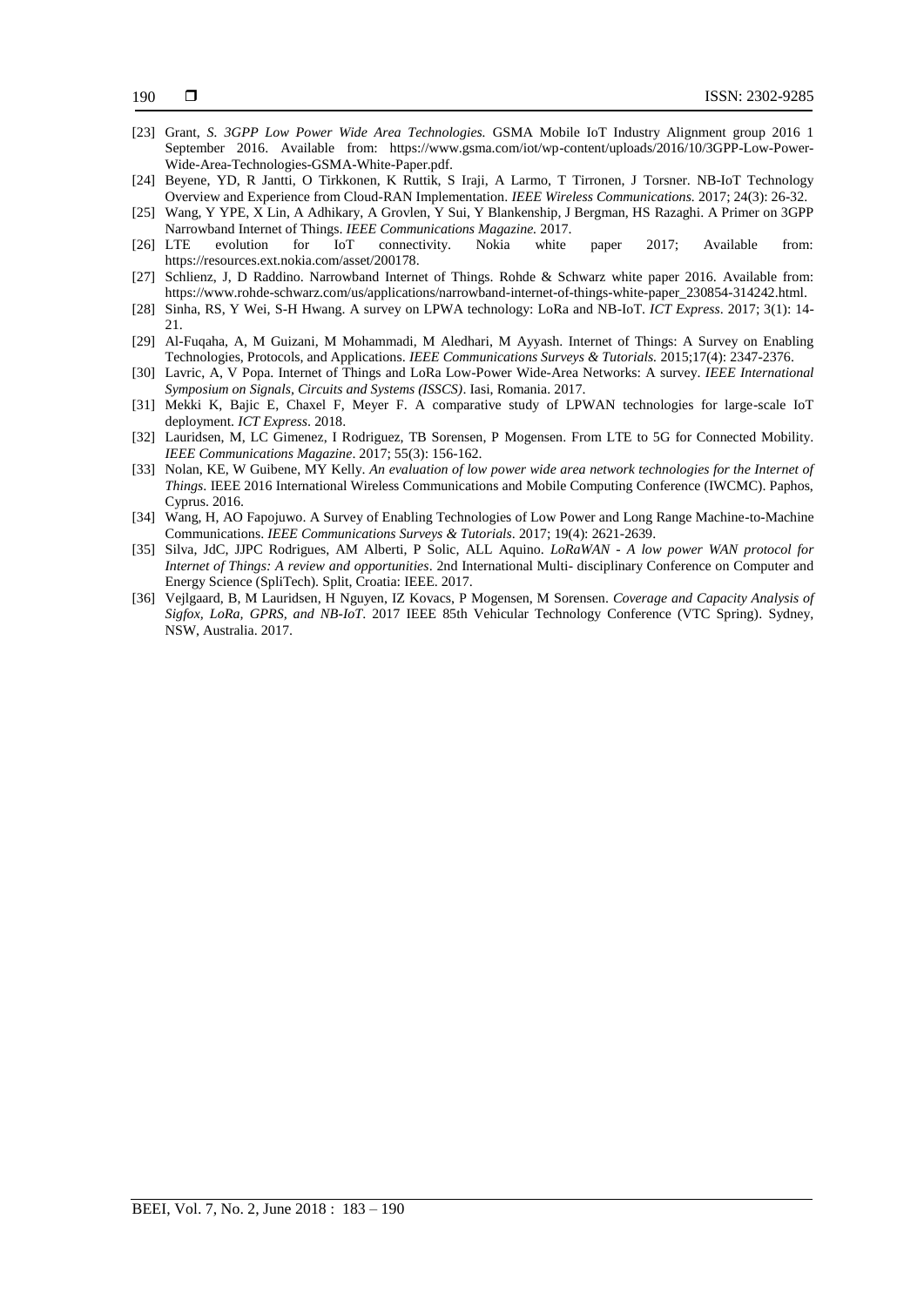[23] Grant, *S. 3GPP Low Power Wide Area Technologies.* GSMA Mobile IoT Industry Alignment group 2016 1 September 2016. Available from: https://www.gsma.com/iot/wp-content/uploads/2016/10/3GPP-Low-Power-Wide-Area-Technologies-GSMA-White-Paper.pdf.

[24] Beyene, YD, R Jantti, O Tirkkonen, K Ruttik, S Iraji, A Larmo, T Tirronen, J Torsner. NB-IoT Technology Overview and Experience from Cloud-RAN Implementation. *IEEE Wireless Communications.* 2017; 24(3): 26-32.

[25] Wang, Y YPE, X Lin, A Adhikary, A Grovlen, Y Sui, Y Blankenship, J Bergman, HS Razaghi. A Primer on 3GPP Narrowband Internet of Things. *IEEE Communications Magazine.* 2017.

[26] LTE evolution for IoT connectivity. Nokia white paper 2017; Available from: https://resources.ext.nokia.com/asset/200178.

[27] Schlienz, J, D Raddino. Narrowband Internet of Things. Rohde & Schwarz white paper 2016. Available from: https://www.rohde-schwarz.com/us/applications/narrowband-internet-of-things-white-paper_230854-314242.html.

[28] Sinha, RS, Y Wei, S-H Hwang. A survey on LPWA technology: LoRa and NB-IoT. *ICT Express*. 2017; 3(1): 14-21.

[29] Al-Fuqaha, A, M Guizani, M Mohammadi, M Aledhari, M Ayyash. Internet of Things: A Survey on Enabling Technologies, Protocols, and Applications. *IEEE Communications Surveys & Tutorials.* 2015;17(4): 2347-2376.

[30] Lavric, A, V Popa. Internet of Things and LoRa Low-Power Wide-Area Networks: A survey. *IEEE International Symposium on Signals, Circuits and Systems (ISSCS)*. Iasi, Romania. 2017.

[31] Mekki K, Bajic E, Chaxel F, Meyer F. A comparative study of LPWAN technologies for large-scale IoT deployment. *ICT Express*. 2018.

[32] Lauridsen, M, LC Gimenez, I Rodriguez, TB Sorensen, P Mogensen. From LTE to 5G for Connected Mobility. *IEEE Communications Magazine*. 2017; 55(3): 156-162.

[33] Nolan, KE, W Guibene, MY Kelly. *An evaluation of low power wide area network technologies for the Internet of Things*. IEEE 2016 International Wireless Communications and Mobile Computing Conference (IWCMC). Paphos, Cyprus. 2016.

[34] Wang, H, AO Fapojuwo. A Survey of Enabling Technologies of Low Power and Long Range Machine-to-Machine Communications. *IEEE Communications Surveys & Tutorials*. 2017; 19(4): 2621-2639.

[35] Silva, JdC, JJPC Rodrigues, AM Alberti, P Solic, ALL Aquino. *LoRaWAN - A low power WAN protocol for Internet of Things: A review and opportunities*. 2nd International Multi- disciplinary Conference on Computer and Energy Science (SpliTech). Split, Croatia: IEEE. 2017.

[36] Vejlgaard, B, M Lauridsen, H Nguyen, IZ Kovacs, P Mogensen, M Sorensen. *Coverage and Capacity Analysis of Sigfox, LoRa, GPRS, and NB-IoT*. 2017 IEEE 85th Vehicular Technology Conference (VTC Spring). Sydney, NSW, Australia. 2017.